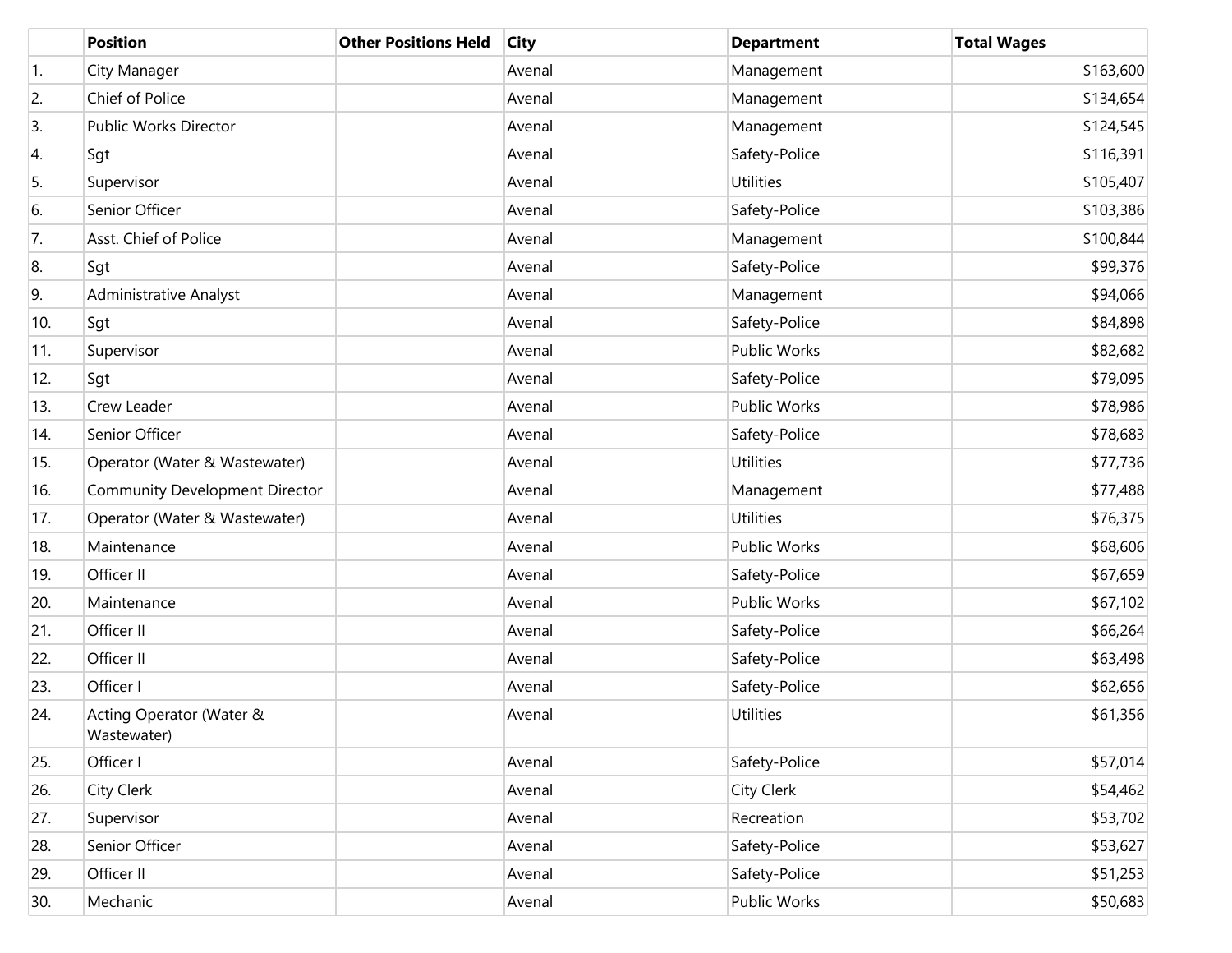| | Position | Other Positions Held | City | Department | Total Wages |
|---|---|---|---|---|---|
| 1. | City Manager | | Avenal | Management | $163,600 |
| 2. | Chief of Police | | Avenal | Management | $134,654 |
| 3. | Public Works Director | | Avenal | Management | $124,545 |
| 4. | Sgt | | Avenal | Safety-Police | $116,391 |
| 5. | Supervisor | | Avenal | Utilities | $105,407 |
| 6. | Senior Officer | | Avenal | Safety-Police | $103,386 |
| 7. | Asst. Chief of Police | | Avenal | Management | $100,844 |
| 8. | Sgt | | Avenal | Safety-Police | $99,376 |
| 9. | Administrative Analyst | | Avenal | Management | $94,066 |
| 10. | Sgt | | Avenal | Safety-Police | $84,898 |
| 11. | Supervisor | | Avenal | Public Works | $82,682 |
| 12. | Sgt | | Avenal | Safety-Police | $79,095 |
| 13. | Crew Leader | | Avenal | Public Works | $78,986 |
| 14. | Senior Officer | | Avenal | Safety-Police | $78,683 |
| 15. | Operator (Water & Wastewater) | | Avenal | Utilities | $77,736 |
| 16. | Community Development Director | | Avenal | Management | $77,488 |
| 17. | Operator (Water & Wastewater) | | Avenal | Utilities | $76,375 |
| 18. | Maintenance | | Avenal | Public Works | $68,606 |
| 19. | Officer II | | Avenal | Safety-Police | $67,659 |
| 20. | Maintenance | | Avenal | Public Works | $67,102 |
| 21. | Officer II | | Avenal | Safety-Police | $66,264 |
| 22. | Officer II | | Avenal | Safety-Police | $63,498 |
| 23. | Officer I | | Avenal | Safety-Police | $62,656 |
| 24. | Acting Operator (Water & Wastewater) | | Avenal | Utilities | $61,356 |
| 25. | Officer I | | Avenal | Safety-Police | $57,014 |
| 26. | City Clerk | | Avenal | City Clerk | $54,462 |
| 27. | Supervisor | | Avenal | Recreation | $53,702 |
| 28. | Senior Officer | | Avenal | Safety-Police | $53,627 |
| 29. | Officer II | | Avenal | Safety-Police | $51,253 |
| 30. | Mechanic | | Avenal | Public Works | $50,683 |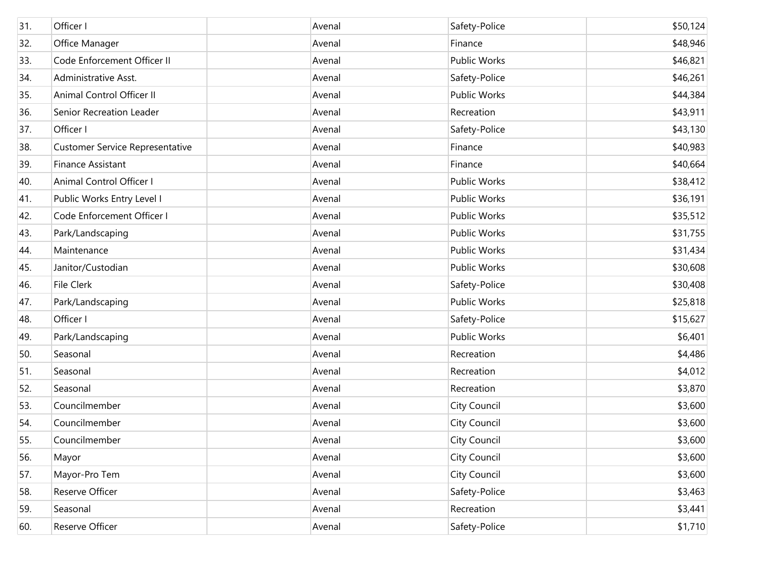| | | | | | |
|---|---|---|---|---|---|
| 31. | Officer I | | Avenal | Safety-Police | $50,124 |
| 32. | Office Manager | | Avenal | Finance | $48,946 |
| 33. | Code Enforcement Officer II | | Avenal | Public Works | $46,821 |
| 34. | Administrative Asst. | | Avenal | Safety-Police | $46,261 |
| 35. | Animal Control Officer II | | Avenal | Public Works | $44,384 |
| 36. | Senior Recreation Leader | | Avenal | Recreation | $43,911 |
| 37. | Officer I | | Avenal | Safety-Police | $43,130 |
| 38. | Customer Service Representative | | Avenal | Finance | $40,983 |
| 39. | Finance Assistant | | Avenal | Finance | $40,664 |
| 40. | Animal Control Officer I | | Avenal | Public Works | $38,412 |
| 41. | Public Works Entry Level I | | Avenal | Public Works | $36,191 |
| 42. | Code Enforcement Officer I | | Avenal | Public Works | $35,512 |
| 43. | Park/Landscaping | | Avenal | Public Works | $31,755 |
| 44. | Maintenance | | Avenal | Public Works | $31,434 |
| 45. | Janitor/Custodian | | Avenal | Public Works | $30,608 |
| 46. | File Clerk | | Avenal | Safety-Police | $30,408 |
| 47. | Park/Landscaping | | Avenal | Public Works | $25,818 |
| 48. | Officer I | | Avenal | Safety-Police | $15,627 |
| 49. | Park/Landscaping | | Avenal | Public Works | $6,401 |
| 50. | Seasonal | | Avenal | Recreation | $4,486 |
| 51. | Seasonal | | Avenal | Recreation | $4,012 |
| 52. | Seasonal | | Avenal | Recreation | $3,870 |
| 53. | Councilmember | | Avenal | City Council | $3,600 |
| 54. | Councilmember | | Avenal | City Council | $3,600 |
| 55. | Councilmember | | Avenal | City Council | $3,600 |
| 56. | Mayor | | Avenal | City Council | $3,600 |
| 57. | Mayor-Pro Tem | | Avenal | City Council | $3,600 |
| 58. | Reserve Officer | | Avenal | Safety-Police | $3,463 |
| 59. | Seasonal | | Avenal | Recreation | $3,441 |
| 60. | Reserve Officer | | Avenal | Safety-Police | $1,710 |